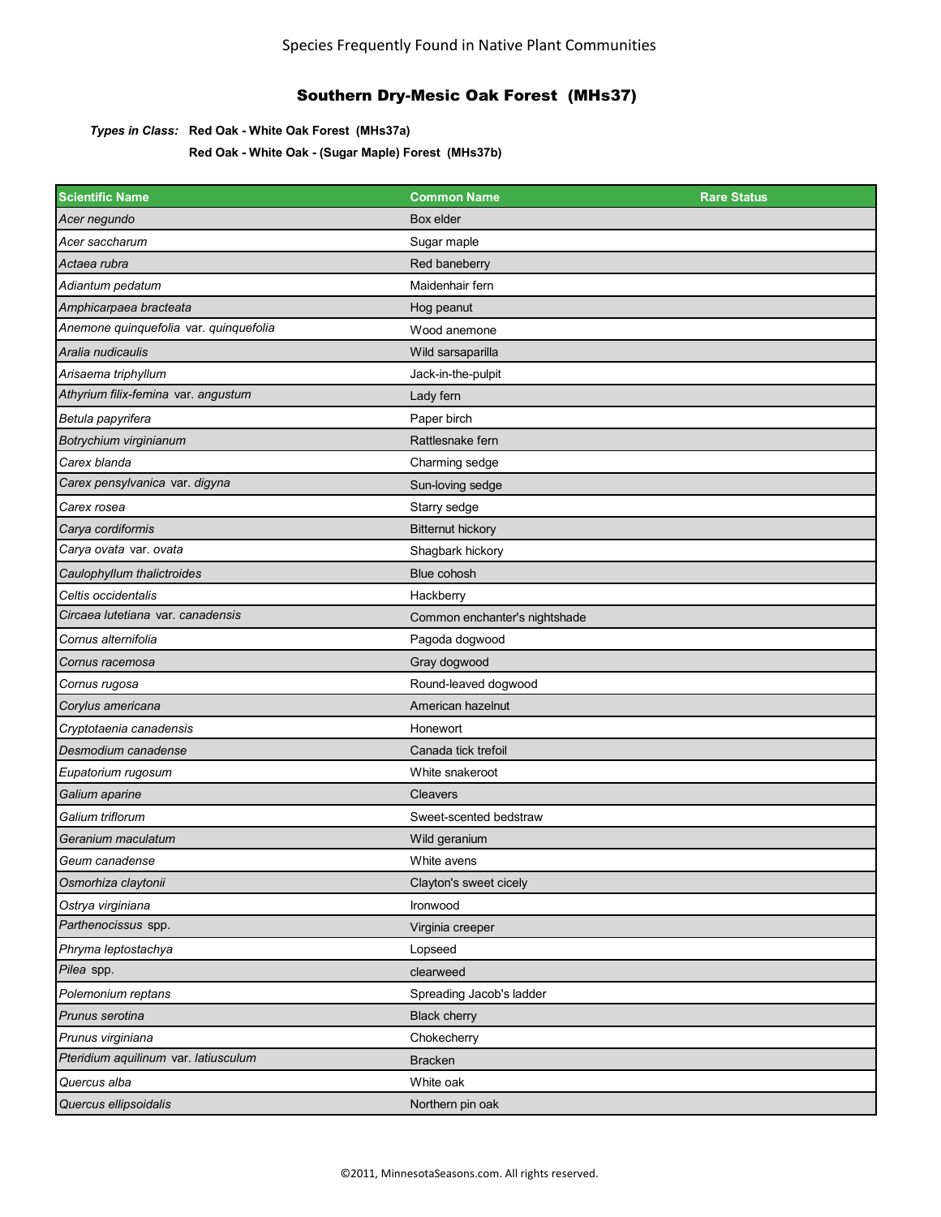Species Frequently Found in Native Plant Communities

## Southern Dry-Mesic Oak Forest (MHs37)

***Types in Class:*** **Red Oak - White Oak Forest (MHs37a)**

**Red Oak - White Oak - (Sugar Maple) Forest (MHs37b)**

| Scientific Name | Common Name | Rare Status |
|---|---|---|
| *Acer negundo* | Box elder | |
| *Acer saccharum* | Sugar maple | |
| *Actaea rubra* | Red baneberry | |
| *Adiantum pedatum* | Maidenhair fern | |
| *Amphicarpaea bracteata* | Hog peanut | |
| *Anemone quinquefolia* var. *quinquefolia* | Wood anemone | |
| *Aralia nudicaulis* | Wild sarsaparilla | |
| *Arisaema triphyllum* | Jack-in-the-pulpit | |
| *Athyrium filix-femina* var. *angustum* | Lady fern | |
| *Betula papyrifera* | Paper birch | |
| *Botrychium virginianum* | Rattlesnake fern | |
| *Carex blanda* | Charming sedge | |
| *Carex pensylvanica* var. *digyna* | Sun-loving sedge | |
| *Carex rosea* | Starry sedge | |
| *Carya cordiformis* | Bitternut hickory | |
| *Carya ovata* var. *ovata* | Shagbark hickory | |
| *Caulophyllum thalictroides* | Blue cohosh | |
| *Celtis occidentalis* | Hackberry | |
| *Circaea lutetiana* var. *canadensis* | Common enchanter's nightshade | |
| *Cornus alternifolia* | Pagoda dogwood | |
| *Cornus racemosa* | Gray dogwood | |
| *Cornus rugosa* | Round-leaved dogwood | |
| *Corylus americana* | American hazelnut | |
| *Cryptotaenia canadensis* | Honewort | |
| *Desmodium canadense* | Canada tick trefoil | |
| *Eupatorium rugosum* | White snakeroot | |
| *Galium aparine* | Cleavers | |
| *Galium triflorum* | Sweet-scented bedstraw | |
| *Geranium maculatum* | Wild geranium | |
| *Geum canadense* | White avens | |
| *Osmorhiza claytonii* | Clayton's sweet cicely | |
| *Ostrya virginiana* | Ironwood | |
| *Parthenocissus* spp. | Virginia creeper | |
| *Phryma leptostachya* | Lopseed | |
| *Pilea* spp. | clearweed | |
| *Polemonium reptans* | Spreading Jacob's ladder | |
| *Prunus serotina* | Black cherry | |
| *Prunus virginiana* | Chokecherry | |
| *Pteridium aquilinum* var. *latiusculum* | Bracken | |
| *Quercus alba* | White oak | |
| *Quercus ellipsoidalis* | Northern pin oak | |

©2011, MinnesotaSeasons.com. All rights reserved.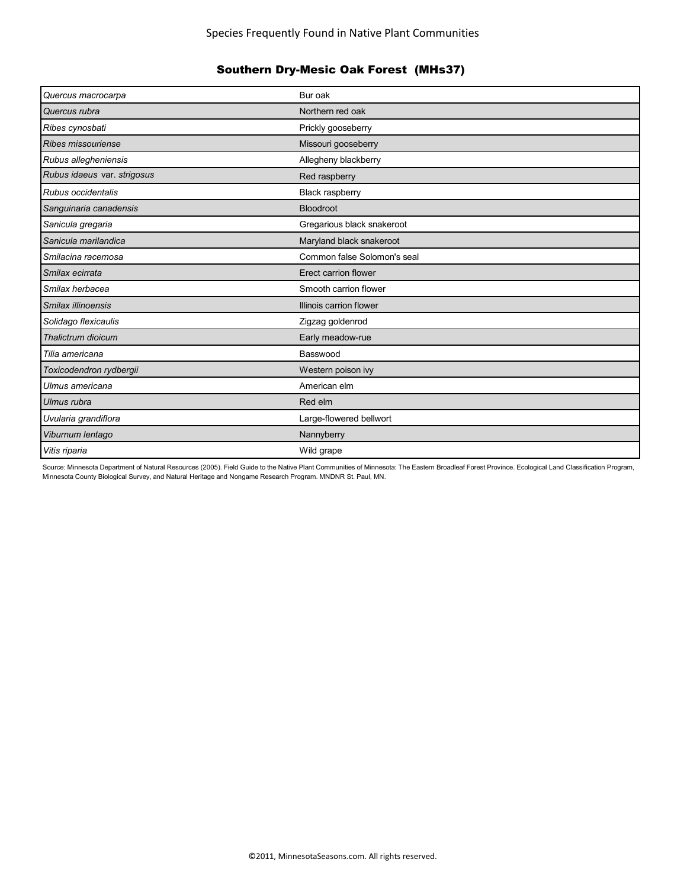Species Frequently Found in Native Plant Communities

## Southern Dry-Mesic Oak Forest (MHs37)

| | |
|---|---|
| *Quercus macrocarpa* | Bur oak |
| *Quercus rubra* | Northern red oak |
| *Ribes cynosbati* | Prickly gooseberry |
| *Ribes missouriense* | Missouri gooseberry |
| *Rubus allegheniensis* | Allegheny blackberry |
| *Rubus idaeus* var. *strigosus* | Red raspberry |
| *Rubus occidentalis* | Black raspberry |
| *Sanguinaria canadensis* | Bloodroot |
| *Sanicula gregaria* | Gregarious black snakeroot |
| *Sanicula marilandica* | Maryland black snakeroot |
| *Smilacina racemosa* | Common false Solomon's seal |
| *Smilax ecirrata* | Erect carrion flower |
| *Smilax herbacea* | Smooth carrion flower |
| *Smilax illinoensis* | Illinois carrion flower |
| *Solidago flexicaulis* | Zigzag goldenrod |
| *Thalictrum dioicum* | Early meadow-rue |
| *Tilia americana* | Basswood |
| *Toxicodendron rydbergii* | Western poison ivy |
| *Ulmus americana* | American elm |
| *Ulmus rubra* | Red elm |
| *Uvularia grandiflora* | Large-flowered bellwort |
| *Viburnum lentago* | Nannyberry |
| *Vitis riparia* | Wild grape |

Source: Minnesota Department of Natural Resources (2005). Field Guide to the Native Plant Communities of Minnesota: The Eastern Broadleaf Forest Province. Ecological Land Classification Program, Minnesota County Biological Survey, and Natural Heritage and Nongame Research Program. MNDNR St. Paul, MN.

©2011, MinnesotaSeasons.com. All rights reserved.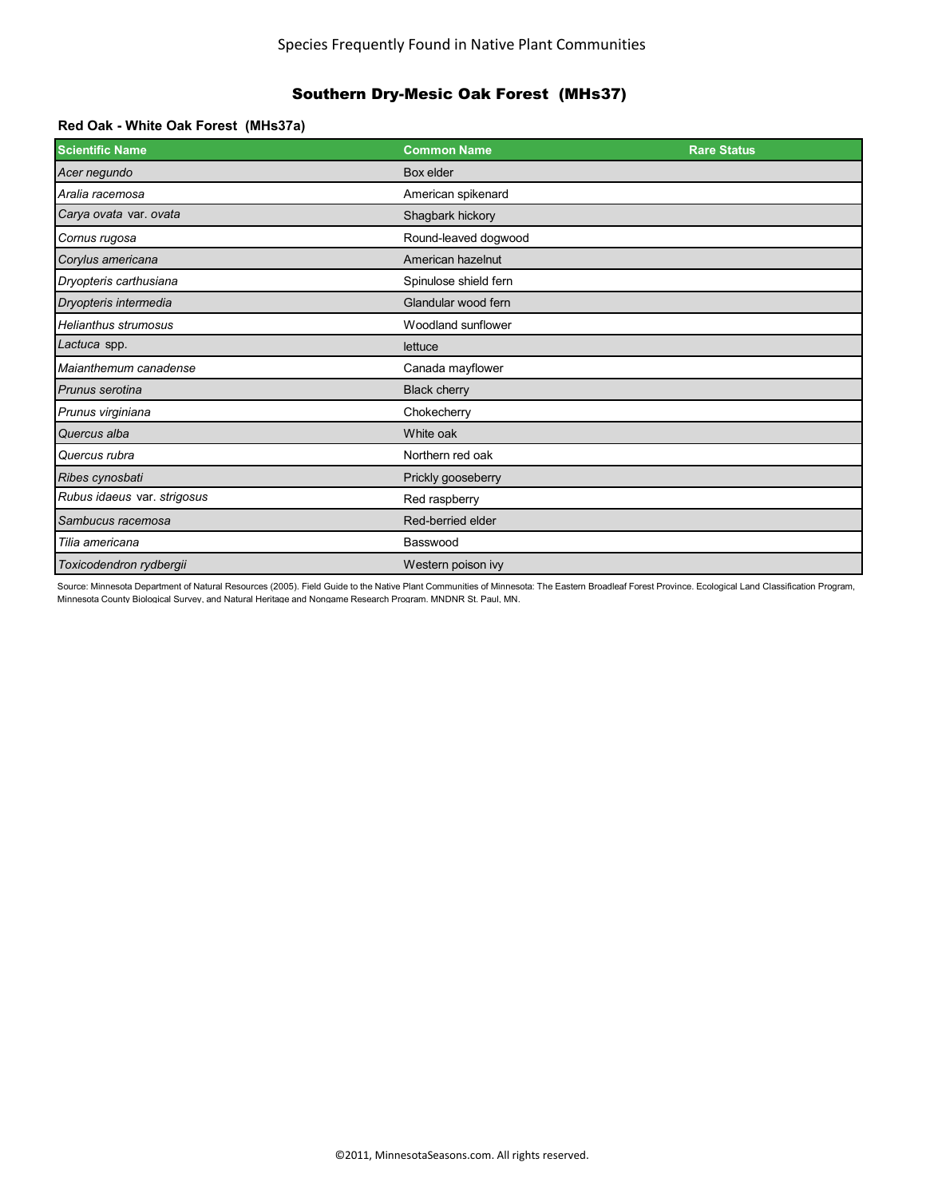Species Frequently Found in Native Plant Communities

## Southern Dry-Mesic Oak Forest (MHs37)

### Red Oak - White Oak Forest (MHs37a)

| Scientific Name | Common Name | Rare Status |
|---|---|---|
| *Acer negundo* | Box elder | |
| *Aralia racemosa* | American spikenard | |
| *Carya ovata* var. *ovata* | Shagbark hickory | |
| *Cornus rugosa* | Round-leaved dogwood | |
| *Corylus americana* | American hazelnut | |
| *Dryopteris carthusiana* | Spinulose shield fern | |
| *Dryopteris intermedia* | Glandular wood fern | |
| *Helianthus strumosus* | Woodland sunflower | |
| *Lactuca* spp. | lettuce | |
| *Maianthemum canadense* | Canada mayflower | |
| *Prunus serotina* | Black cherry | |
| *Prunus virginiana* | Chokecherry | |
| *Quercus alba* | White oak | |
| *Quercus rubra* | Northern red oak | |
| *Ribes cynosbati* | Prickly gooseberry | |
| *Rubus idaeus* var. *strigosus* | Red raspberry | |
| *Sambucus racemosa* | Red-berried elder | |
| *Tilia americana* | Basswood | |
| *Toxicodendron rydbergii* | Western poison ivy | |

Source: Minnesota Department of Natural Resources (2005). Field Guide to the Native Plant Communities of Minnesota: The Eastern Broadleaf Forest Province. Ecological Land Classification Program, Minnesota County Biological Survey, and Natural Heritage and Nongame Research Program. MNDNR St. Paul, MN.

©2011, MinnesotaSeasons.com. All rights reserved.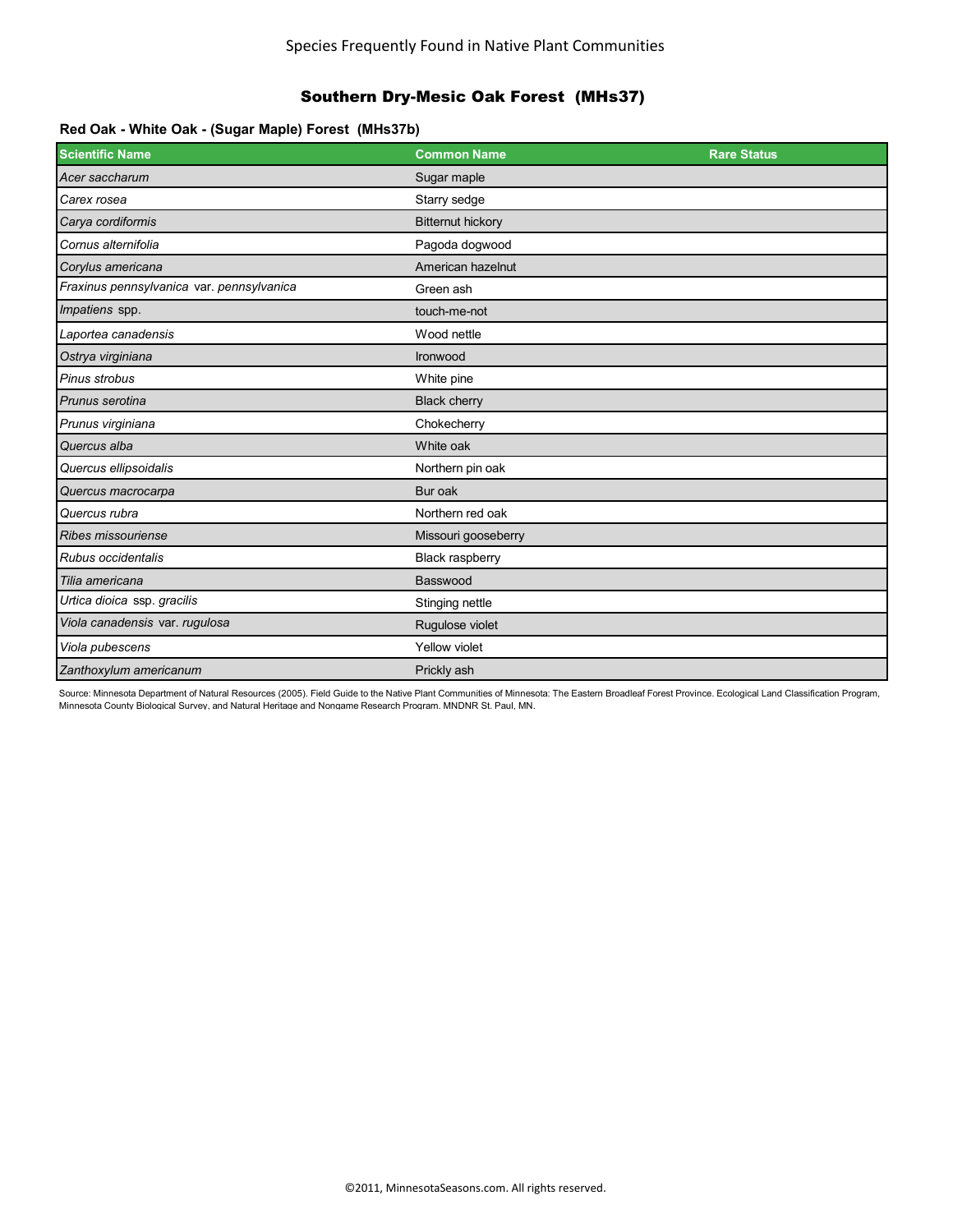Species Frequently Found in Native Plant Communities

## Southern Dry-Mesic Oak Forest (MHs37)

### Red Oak - White Oak - (Sugar Maple) Forest (MHs37b)

| Scientific Name | Common Name | Rare Status |
|---|---|---|
| *Acer saccharum* | Sugar maple | |
| *Carex rosea* | Starry sedge | |
| *Carya cordiformis* | Bitternut hickory | |
| *Cornus alternifolia* | Pagoda dogwood | |
| *Corylus americana* | American hazelnut | |
| *Fraxinus pennsylvanica* var. *pennsylvanica* | Green ash | |
| *Impatiens* spp. | touch-me-not | |
| *Laportea canadensis* | Wood nettle | |
| *Ostrya virginiana* | Ironwood | |
| *Pinus strobus* | White pine | |
| *Prunus serotina* | Black cherry | |
| *Prunus virginiana* | Chokecherry | |
| *Quercus alba* | White oak | |
| *Quercus ellipsoidalis* | Northern pin oak | |
| *Quercus macrocarpa* | Bur oak | |
| *Quercus rubra* | Northern red oak | |
| *Ribes missouriense* | Missouri gooseberry | |
| *Rubus occidentalis* | Black raspberry | |
| *Tilia americana* | Basswood | |
| *Urtica dioica* ssp. *gracilis* | Stinging nettle | |
| *Viola canadensis* var. *rugulosa* | Rugulose violet | |
| *Viola pubescens* | Yellow violet | |
| *Zanthoxylum americanum* | Prickly ash | |

Source: Minnesota Department of Natural Resources (2005). Field Guide to the Native Plant Communities of Minnesota: The Eastern Broadleaf Forest Province. Ecological Land Classification Program, Minnesota County Biological Survey, and Natural Heritage and Nongame Research Program. MNDNR St. Paul, MN.

©2011, MinnesotaSeasons.com. All rights reserved.